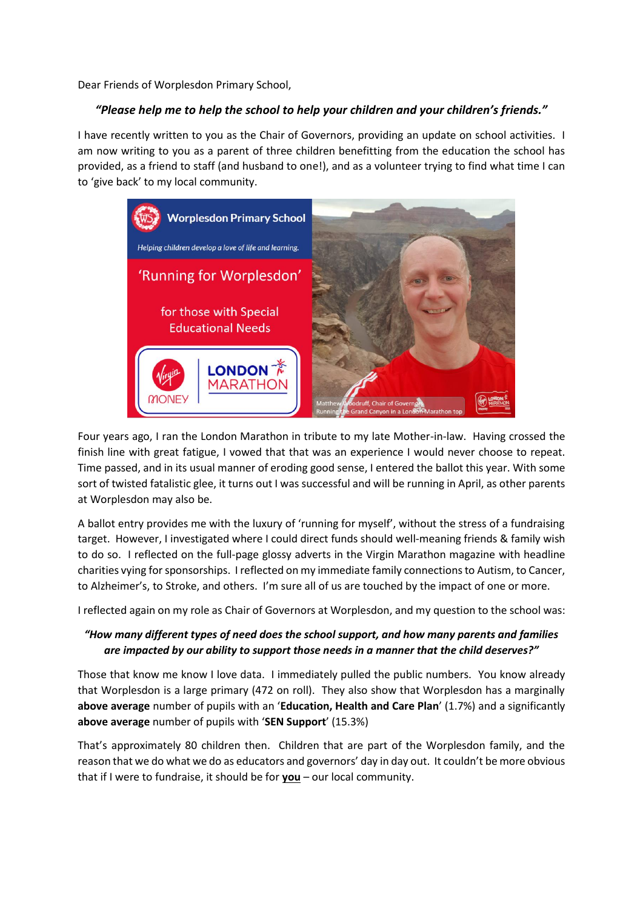Dear Friends of Worplesdon Primary School,

***"Please help me to help the school to help your children and your children's friends."***

I have recently written to you as the Chair of Governors, providing an update on school activities. I am now writing to you as a parent of three children benefitting from the education the school has provided, as a friend to staff (and husband to one!), and as a volunteer trying to find what time I can to 'give back' to my local community.

Four years ago, I ran the London Marathon in tribute to my late Mother-in-law. Having crossed the finish line with great fatigue, I vowed that that was an experience I would never choose to repeat. Time passed, and in its usual manner of eroding good sense, I entered the ballot this year. With some sort of twisted fatalistic glee, it turns out I was successful and will be running in April, as other parents at Worplesdon may also be.

A ballot entry provides me with the luxury of 'running for myself', without the stress of a fundraising target. However, I investigated where I could direct funds should well-meaning friends & family wish to do so. I reflected on the full-page glossy adverts in the Virgin Marathon magazine with headline charities vying for sponsorships. I reflected on my immediate family connections to Autism, to Cancer, to Alzheimer's, to Stroke, and others. I'm sure all of us are touched by the impact of one or more.

I reflected again on my role as Chair of Governors at Worplesdon, and my question to the school was:

***"How many different types of need does the school support, and how many parents and families are impacted by our ability to support those needs in a manner that the child deserves?"***

Those that know me know I love data. I immediately pulled the public numbers. You know already that Worplesdon is a large primary (472 on roll). They also show that Worplesdon has a marginally **above average** number of pupils with an '**Education, Health and Care Plan**' (1.7%) and a significantly **above average** number of pupils with '**SEN Support**' (15.3%)

That's approximately 80 children then. Children that are part of the Worplesdon family, and the reason that we do what we do as educators and governors' day in day out. It couldn't be more obvious that if I were to fundraise, it should be for **<u>you</u>** – our local community.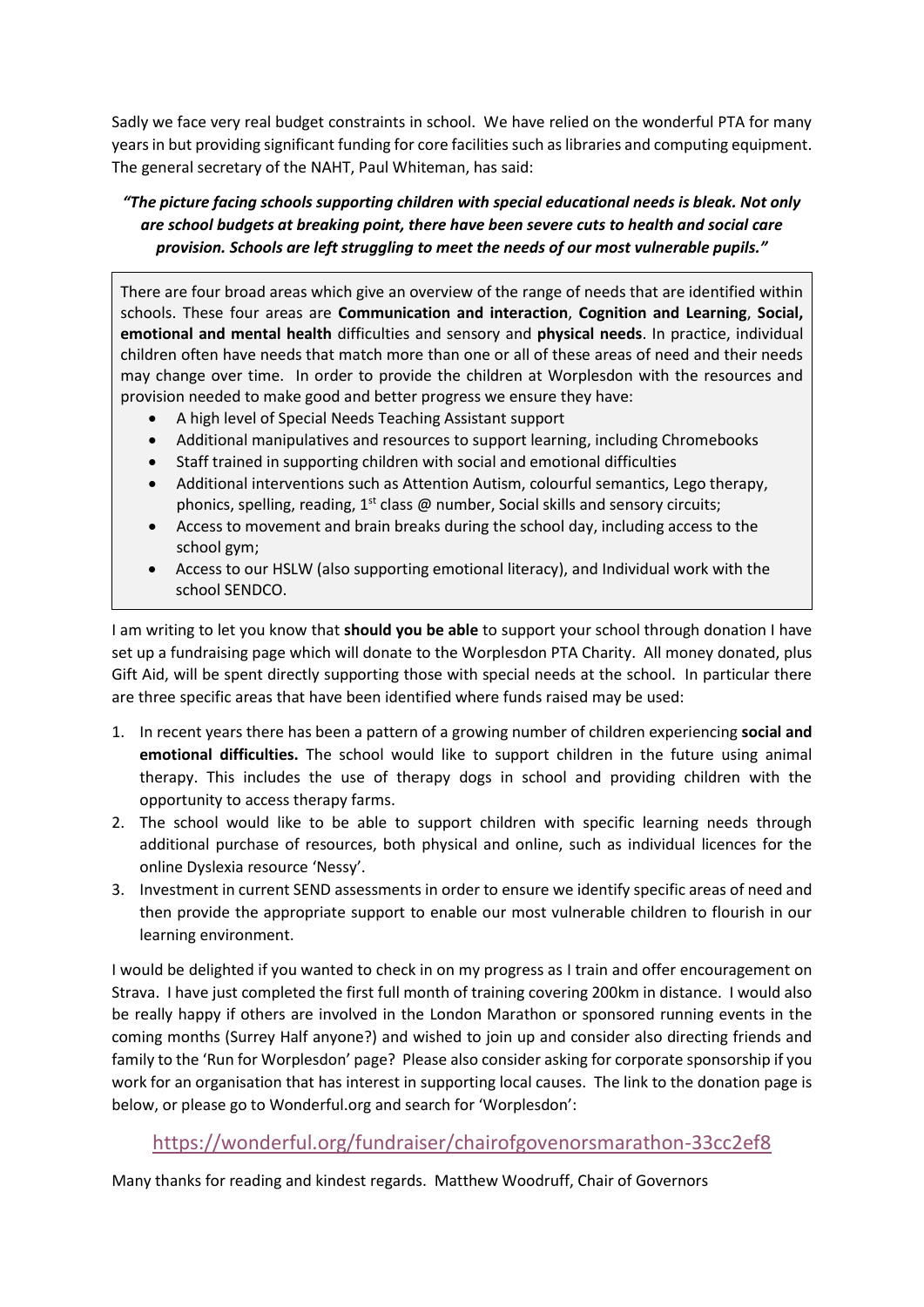Sadly we face very real budget constraints in school. We have relied on the wonderful PTA for many years in but providing significant funding for core facilities such as libraries and computing equipment. The general secretary of the NAHT, Paul Whiteman, has said:

***"The picture facing schools supporting children with special educational needs is bleak. Not only are school budgets at breaking point, there have been severe cuts to health and social care provision. Schools are left struggling to meet the needs of our most vulnerable pupils."***

There are four broad areas which give an overview of the range of needs that are identified within schools. These four areas are **Communication and interaction**, **Cognition and Learning**, **Social, emotional and mental health** difficulties and sensory and **physical needs**. In practice, individual children often have needs that match more than one or all of these areas of need and their needs may change over time. In order to provide the children at Worplesdon with the resources and provision needed to make good and better progress we ensure they have:

- A high level of Special Needs Teaching Assistant support
- Additional manipulatives and resources to support learning, including Chromebooks
- Staff trained in supporting children with social and emotional difficulties
- Additional interventions such as Attention Autism, colourful semantics, Lego therapy, phonics, spelling, reading, 1st class @ number, Social skills and sensory circuits;
- Access to movement and brain breaks during the school day, including access to the school gym;
- Access to our HSLW (also supporting emotional literacy), and Individual work with the school SENDCO.

I am writing to let you know that **should you be able** to support your school through donation I have set up a fundraising page which will donate to the Worplesdon PTA Charity. All money donated, plus Gift Aid, will be spent directly supporting those with special needs at the school. In particular there are three specific areas that have been identified where funds raised may be used:

1. In recent years there has been a pattern of a growing number of children experiencing **social and emotional difficulties.** The school would like to support children in the future using animal therapy. This includes the use of therapy dogs in school and providing children with the opportunity to access therapy farms.
2. The school would like to be able to support children with specific learning needs through additional purchase of resources, both physical and online, such as individual licences for the online Dyslexia resource 'Nessy'.
3. Investment in current SEND assessments in order to ensure we identify specific areas of need and then provide the appropriate support to enable our most vulnerable children to flourish in our learning environment.

I would be delighted if you wanted to check in on my progress as I train and offer encouragement on Strava. I have just completed the first full month of training covering 200km in distance. I would also be really happy if others are involved in the London Marathon or sponsored running events in the coming months (Surrey Half anyone?) and wished to join up and consider also directing friends and family to the 'Run for Worplesdon' page? Please also consider asking for corporate sponsorship if you work for an organisation that has interest in supporting local causes. The link to the donation page is below, or please go to Wonderful.org and search for 'Worplesdon':

https://wonderful.org/fundraiser/chairofgovenorsmarathon-33cc2ef8

Many thanks for reading and kindest regards. Matthew Woodruff, Chair of Governors